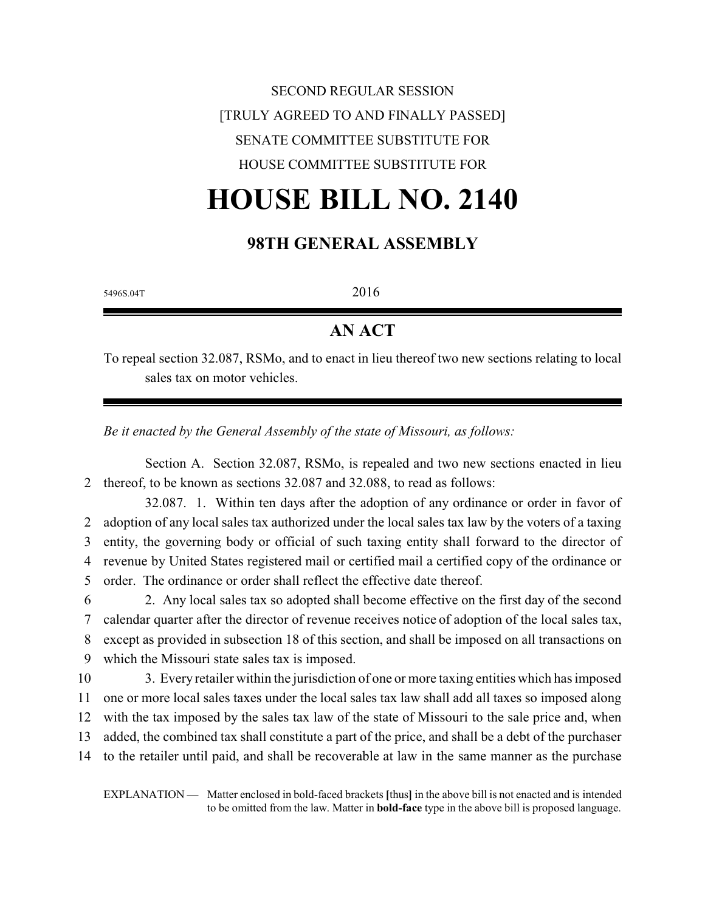SECOND REGULAR SESSION

[TRULY AGREED TO AND FINALLY PASSED]

SENATE COMMITTEE SUBSTITUTE FOR

HOUSE COMMITTEE SUBSTITUTE FOR

# HOUSE BILL NO. 2140

## 98TH GENERAL ASSEMBLY

5496S.04T 2016

## AN ACT

To repeal section 32.087, RSMo, and to enact in lieu thereof two new sections relating to local sales tax on motor vehicles.

*Be it enacted by the General Assembly of the state of Missouri, as follows:*

Section A. Section 32.087, RSMo, is repealed and two new sections enacted in lieu
2 thereof, to be known as sections 32.087 and 32.088, to read as follows:

32.087. 1. Within ten days after the adoption of any ordinance or order in favor of
2 adoption of any local sales tax authorized under the local sales tax law by the voters of a taxing
3 entity, the governing body or official of such taxing entity shall forward to the director of
4 revenue by United States registered mail or certified mail a certified copy of the ordinance or
5 order. The ordinance or order shall reflect the effective date thereof.

6 2. Any local sales tax so adopted shall become effective on the first day of the second
7 calendar quarter after the director of revenue receives notice of adoption of the local sales tax,
8 except as provided in subsection 18 of this section, and shall be imposed on all transactions on
9 which the Missouri state sales tax is imposed.

10 3. Every retailer within the jurisdiction of one or more taxing entities which has imposed
11 one or more local sales taxes under the local sales tax law shall add all taxes so imposed along
12 with the tax imposed by the sales tax law of the state of Missouri to the sale price and, when
13 added, the combined tax shall constitute a part of the price, and shall be a debt of the purchaser
14 to the retailer until paid, and shall be recoverable at law in the same manner as the purchase

EXPLANATION — Matter enclosed in bold-faced brackets **[**thus**]** in the above bill is not enacted and is intended to be omitted from the law. Matter in **bold-face** type in the above bill is proposed language.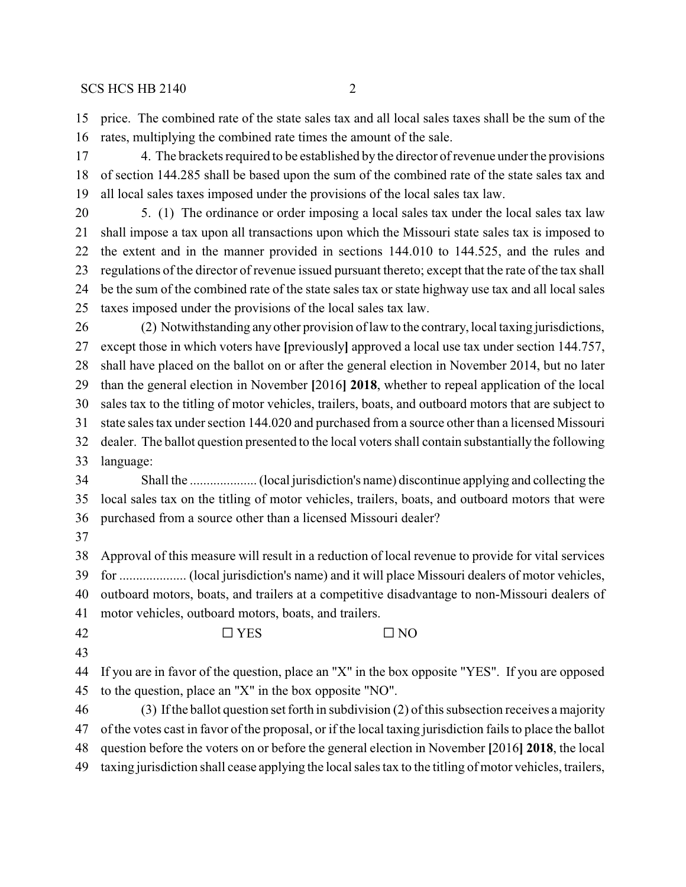price. The combined rate of the state sales tax and all local sales taxes shall be the sum of the rates, multiplying the combined rate times the amount of the sale.

4. The brackets required to be established by the director of revenue under the provisions of section 144.285 shall be based upon the sum of the combined rate of the state sales tax and all local sales taxes imposed under the provisions of the local sales tax law.

5. (1) The ordinance or order imposing a local sales tax under the local sales tax law shall impose a tax upon all transactions upon which the Missouri state sales tax is imposed to the extent and in the manner provided in sections 144.010 to 144.525, and the rules and regulations of the director of revenue issued pursuant thereto; except that the rate of the tax shall be the sum of the combined rate of the state sales tax or state highway use tax and all local sales taxes imposed under the provisions of the local sales tax law.

(2) Notwithstanding any other provision of law to the contrary, local taxing jurisdictions, except those in which voters have **[**previously**]** approved a local use tax under section 144.757, shall have placed on the ballot on or after the general election in November 2014, but no later than the general election in November **[**2016**] 2018**, whether to repeal application of the local sales tax to the titling of motor vehicles, trailers, boats, and outboard motors that are subject to state sales tax under section 144.020 and purchased from a source other than a licensed Missouri dealer. The ballot question presented to the local voters shall contain substantially the following language:

Shall the .................... (local jurisdiction's name) discontinue applying and collecting the local sales tax on the titling of motor vehicles, trailers, boats, and outboard motors that were purchased from a source other than a licensed Missouri dealer?

Approval of this measure will result in a reduction of local revenue to provide for vital services for .................... (local jurisdiction's name) and it will place Missouri dealers of motor vehicles, outboard motors, boats, and trailers at a competitive disadvantage to non-Missouri dealers of motor vehicles, outboard motors, boats, and trailers.

☐ YES ☐ NO

If you are in favor of the question, place an "X" in the box opposite "YES". If you are opposed to the question, place an "X" in the box opposite "NO".

(3) If the ballot question set forth in subdivision (2) of this subsection receives a majority of the votes cast in favor of the proposal, or if the local taxing jurisdiction fails to place the ballot question before the voters on or before the general election in November **[**2016**] 2018**, the local taxing jurisdiction shall cease applying the local sales tax to the titling of motor vehicles, trailers,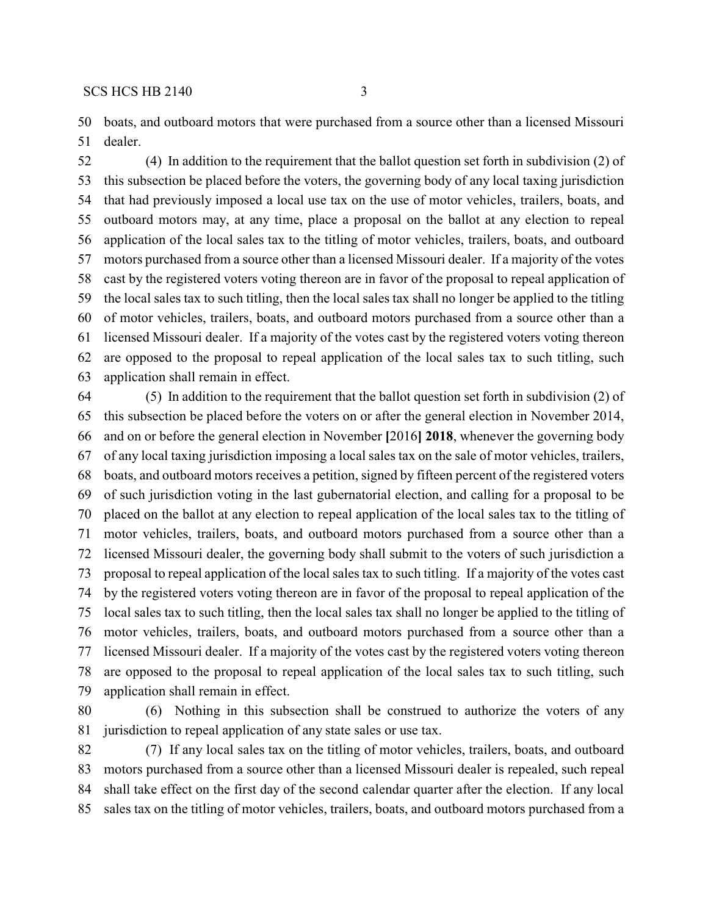boats, and outboard motors that were purchased from a source other than a licensed Missouri dealer.

(4) In addition to the requirement that the ballot question set forth in subdivision (2) of this subsection be placed before the voters, the governing body of any local taxing jurisdiction that had previously imposed a local use tax on the use of motor vehicles, trailers, boats, and outboard motors may, at any time, place a proposal on the ballot at any election to repeal application of the local sales tax to the titling of motor vehicles, trailers, boats, and outboard motors purchased from a source other than a licensed Missouri dealer. If a majority of the votes cast by the registered voters voting thereon are in favor of the proposal to repeal application of the local sales tax to such titling, then the local sales tax shall no longer be applied to the titling of motor vehicles, trailers, boats, and outboard motors purchased from a source other than a licensed Missouri dealer. If a majority of the votes cast by the registered voters voting thereon are opposed to the proposal to repeal application of the local sales tax to such titling, such application shall remain in effect.

(5) In addition to the requirement that the ballot question set forth in subdivision (2) of this subsection be placed before the voters on or after the general election in November 2014, and on or before the general election in November **[**2016**] 2018**, whenever the governing body of any local taxing jurisdiction imposing a local sales tax on the sale of motor vehicles, trailers, boats, and outboard motors receives a petition, signed by fifteen percent of the registered voters of such jurisdiction voting in the last gubernatorial election, and calling for a proposal to be placed on the ballot at any election to repeal application of the local sales tax to the titling of motor vehicles, trailers, boats, and outboard motors purchased from a source other than a licensed Missouri dealer, the governing body shall submit to the voters of such jurisdiction a proposal to repeal application of the local sales tax to such titling. If a majority of the votes cast by the registered voters voting thereon are in favor of the proposal to repeal application of the local sales tax to such titling, then the local sales tax shall no longer be applied to the titling of motor vehicles, trailers, boats, and outboard motors purchased from a source other than a licensed Missouri dealer. If a majority of the votes cast by the registered voters voting thereon are opposed to the proposal to repeal application of the local sales tax to such titling, such application shall remain in effect.

(6) Nothing in this subsection shall be construed to authorize the voters of any jurisdiction to repeal application of any state sales or use tax.

(7) If any local sales tax on the titling of motor vehicles, trailers, boats, and outboard motors purchased from a source other than a licensed Missouri dealer is repealed, such repeal shall take effect on the first day of the second calendar quarter after the election. If any local sales tax on the titling of motor vehicles, trailers, boats, and outboard motors purchased from a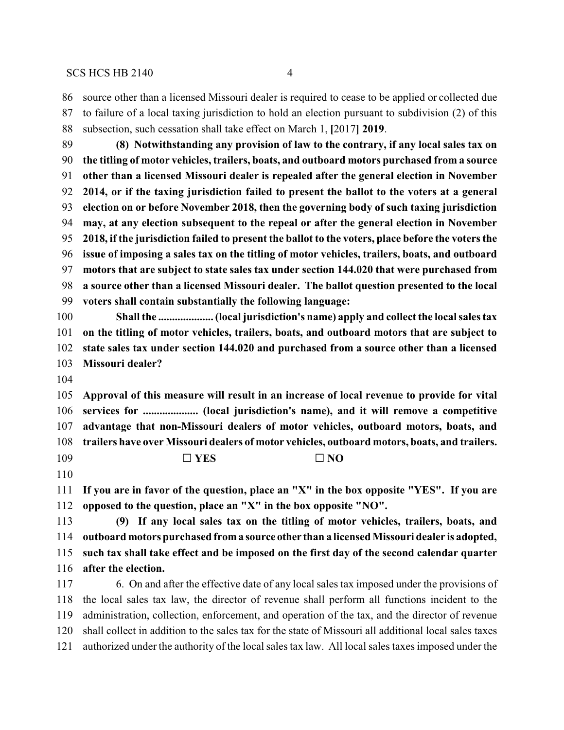source other than a licensed Missouri dealer is required to cease to be applied or collected due to failure of a local taxing jurisdiction to hold an election pursuant to subdivision (2) of this subsection, such cessation shall take effect on March 1, [2017] **2019**.

**(8) Notwithstanding any provision of law to the contrary, if any local sales tax on the titling of motor vehicles, trailers, boats, and outboard motors purchased from a source other than a licensed Missouri dealer is repealed after the general election in November 2014, or if the taxing jurisdiction failed to present the ballot to the voters at a general election on or before November 2018, then the governing body of such taxing jurisdiction may, at any election subsequent to the repeal or after the general election in November 2018, if the jurisdiction failed to present the ballot to the voters, place before the voters the issue of imposing a sales tax on the titling of motor vehicles, trailers, boats, and outboard motors that are subject to state sales tax under section 144.020 that were purchased from a source other than a licensed Missouri dealer. The ballot question presented to the local voters shall contain substantially the following language:**

**Shall the .................... (local jurisdiction's name) apply and collect the local sales tax on the titling of motor vehicles, trailers, boats, and outboard motors that are subject to state sales tax under section 144.020 and purchased from a source other than a licensed Missouri dealer?**

**Approval of this measure will result in an increase of local revenue to provide for vital services for .................... (local jurisdiction's name), and it will remove a competitive advantage that non-Missouri dealers of motor vehicles, outboard motors, boats, and trailers have over Missouri dealers of motor vehicles, outboard motors, boats, and trailers.**

**☐ YES ☐ NO**

**If you are in favor of the question, place an "X" in the box opposite "YES". If you are opposed to the question, place an "X" in the box opposite "NO".**

**(9) If any local sales tax on the titling of motor vehicles, trailers, boats, and outboard motors purchased from a source other than a licensed Missouri dealer is adopted, such tax shall take effect and be imposed on the first day of the second calendar quarter after the election.**

6. On and after the effective date of any local sales tax imposed under the provisions of the local sales tax law, the director of revenue shall perform all functions incident to the administration, collection, enforcement, and operation of the tax, and the director of revenue shall collect in addition to the sales tax for the state of Missouri all additional local sales taxes authorized under the authority of the local sales tax law. All local sales taxes imposed under the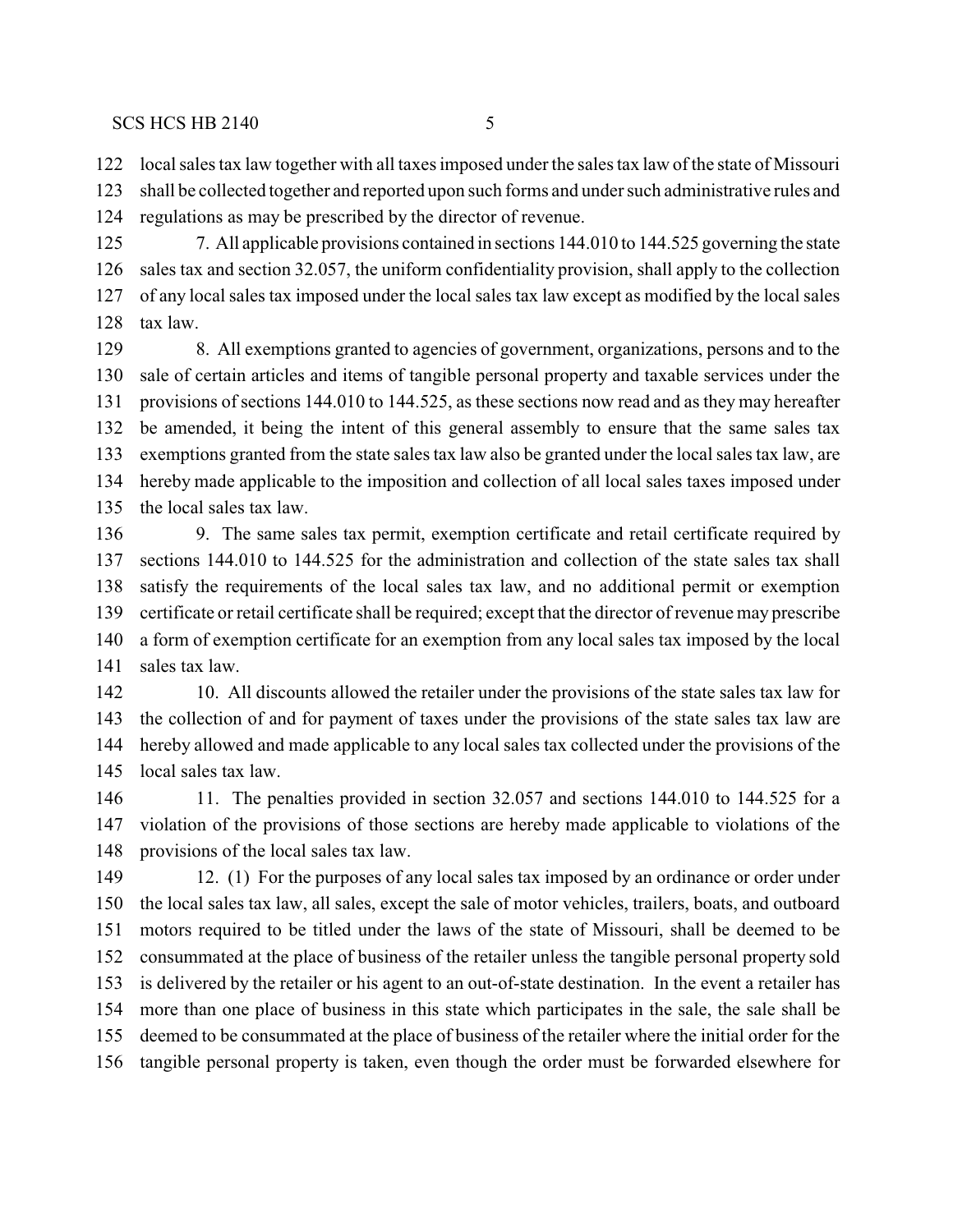local sales tax law together with all taxes imposed under the sales tax law of the state of Missouri shall be collected together and reported upon such forms and under such administrative rules and regulations as may be prescribed by the director of revenue.

7. All applicable provisions contained in sections 144.010 to 144.525 governing the state sales tax and section 32.057, the uniform confidentiality provision, shall apply to the collection of any local sales tax imposed under the local sales tax law except as modified by the local sales tax law.

8. All exemptions granted to agencies of government, organizations, persons and to the sale of certain articles and items of tangible personal property and taxable services under the provisions of sections 144.010 to 144.525, as these sections now read and as they may hereafter be amended, it being the intent of this general assembly to ensure that the same sales tax exemptions granted from the state sales tax law also be granted under the local sales tax law, are hereby made applicable to the imposition and collection of all local sales taxes imposed under the local sales tax law.

9. The same sales tax permit, exemption certificate and retail certificate required by sections 144.010 to 144.525 for the administration and collection of the state sales tax shall satisfy the requirements of the local sales tax law, and no additional permit or exemption certificate or retail certificate shall be required; except that the director of revenue may prescribe a form of exemption certificate for an exemption from any local sales tax imposed by the local sales tax law.

10. All discounts allowed the retailer under the provisions of the state sales tax law for the collection of and for payment of taxes under the provisions of the state sales tax law are hereby allowed and made applicable to any local sales tax collected under the provisions of the local sales tax law.

11. The penalties provided in section 32.057 and sections 144.010 to 144.525 for a violation of the provisions of those sections are hereby made applicable to violations of the provisions of the local sales tax law.

12. (1) For the purposes of any local sales tax imposed by an ordinance or order under the local sales tax law, all sales, except the sale of motor vehicles, trailers, boats, and outboard motors required to be titled under the laws of the state of Missouri, shall be deemed to be consummated at the place of business of the retailer unless the tangible personal property sold is delivered by the retailer or his agent to an out-of-state destination. In the event a retailer has more than one place of business in this state which participates in the sale, the sale shall be deemed to be consummated at the place of business of the retailer where the initial order for the tangible personal property is taken, even though the order must be forwarded elsewhere for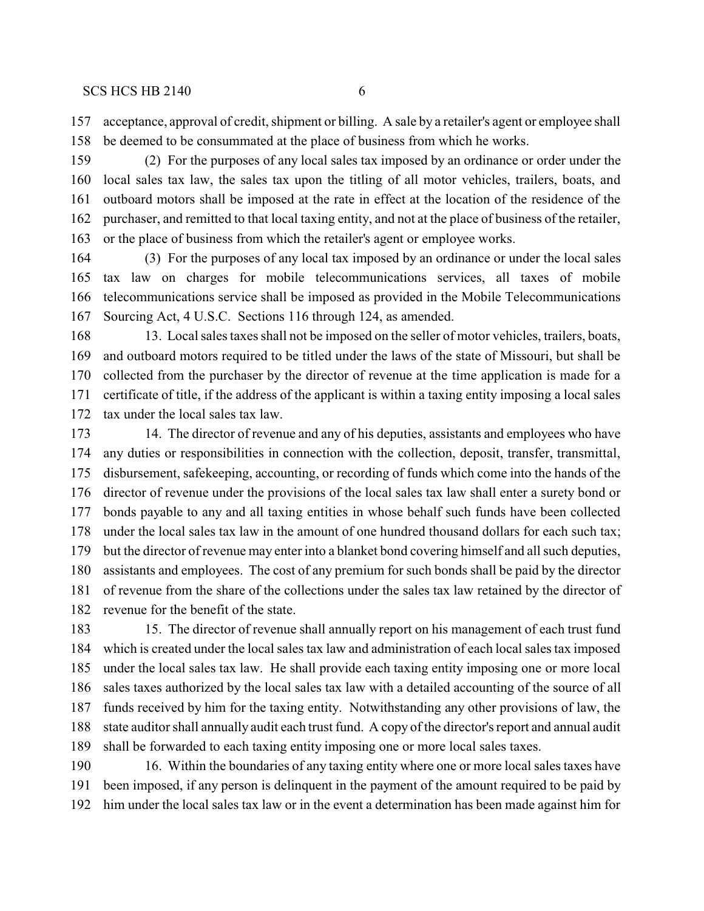acceptance, approval of credit, shipment or billing. A sale by a retailer's agent or employee shall be deemed to be consummated at the place of business from which he works.

(2) For the purposes of any local sales tax imposed by an ordinance or order under the local sales tax law, the sales tax upon the titling of all motor vehicles, trailers, boats, and outboard motors shall be imposed at the rate in effect at the location of the residence of the purchaser, and remitted to that local taxing entity, and not at the place of business of the retailer, or the place of business from which the retailer's agent or employee works.

(3) For the purposes of any local tax imposed by an ordinance or under the local sales tax law on charges for mobile telecommunications services, all taxes of mobile telecommunications service shall be imposed as provided in the Mobile Telecommunications Sourcing Act, 4 U.S.C. Sections 116 through 124, as amended.

13. Local sales taxes shall not be imposed on the seller of motor vehicles, trailers, boats, and outboard motors required to be titled under the laws of the state of Missouri, but shall be collected from the purchaser by the director of revenue at the time application is made for a certificate of title, if the address of the applicant is within a taxing entity imposing a local sales tax under the local sales tax law.

14. The director of revenue and any of his deputies, assistants and employees who have any duties or responsibilities in connection with the collection, deposit, transfer, transmittal, disbursement, safekeeping, accounting, or recording of funds which come into the hands of the director of revenue under the provisions of the local sales tax law shall enter a surety bond or bonds payable to any and all taxing entities in whose behalf such funds have been collected under the local sales tax law in the amount of one hundred thousand dollars for each such tax; but the director of revenue may enter into a blanket bond covering himself and all such deputies, assistants and employees. The cost of any premium for such bonds shall be paid by the director of revenue from the share of the collections under the sales tax law retained by the director of revenue for the benefit of the state.

15. The director of revenue shall annually report on his management of each trust fund which is created under the local sales tax law and administration of each local sales tax imposed under the local sales tax law. He shall provide each taxing entity imposing one or more local sales taxes authorized by the local sales tax law with a detailed accounting of the source of all funds received by him for the taxing entity. Notwithstanding any other provisions of law, the state auditor shall annually audit each trust fund. A copy of the director's report and annual audit shall be forwarded to each taxing entity imposing one or more local sales taxes.

16. Within the boundaries of any taxing entity where one or more local sales taxes have been imposed, if any person is delinquent in the payment of the amount required to be paid by him under the local sales tax law or in the event a determination has been made against him for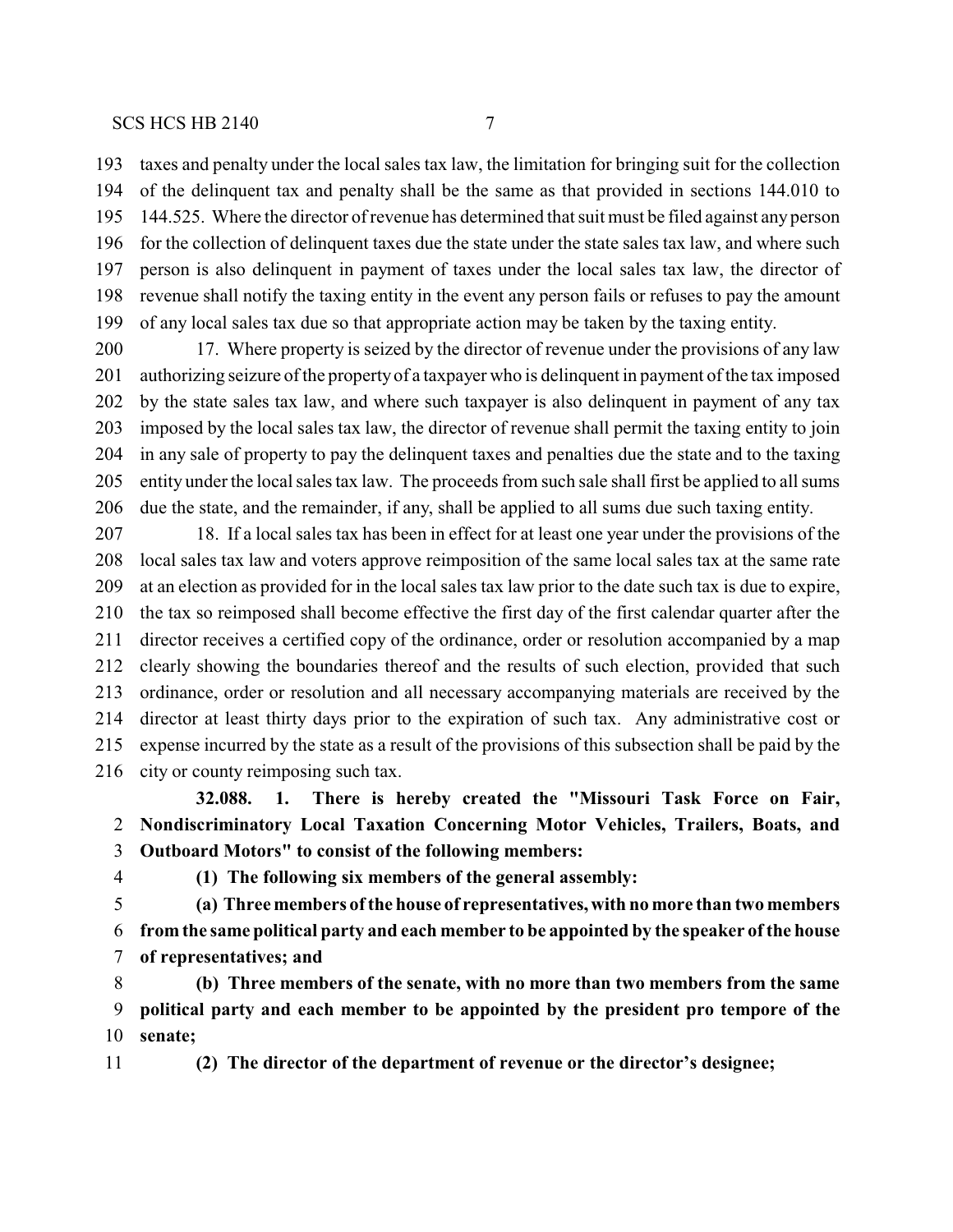taxes and penalty under the local sales tax law, the limitation for bringing suit for the collection of the delinquent tax and penalty shall be the same as that provided in sections 144.010 to 144.525. Where the director of revenue has determined that suit must be filed against any person for the collection of delinquent taxes due the state under the state sales tax law, and where such person is also delinquent in payment of taxes under the local sales tax law, the director of revenue shall notify the taxing entity in the event any person fails or refuses to pay the amount of any local sales tax due so that appropriate action may be taken by the taxing entity.

17. Where property is seized by the director of revenue under the provisions of any law authorizing seizure of the property of a taxpayer who is delinquent in payment of the tax imposed by the state sales tax law, and where such taxpayer is also delinquent in payment of any tax imposed by the local sales tax law, the director of revenue shall permit the taxing entity to join in any sale of property to pay the delinquent taxes and penalties due the state and to the taxing entity under the local sales tax law. The proceeds from such sale shall first be applied to all sums due the state, and the remainder, if any, shall be applied to all sums due such taxing entity.

18. If a local sales tax has been in effect for at least one year under the provisions of the local sales tax law and voters approve reimposition of the same local sales tax at the same rate at an election as provided for in the local sales tax law prior to the date such tax is due to expire, the tax so reimposed shall become effective the first day of the first calendar quarter after the director receives a certified copy of the ordinance, order or resolution accompanied by a map clearly showing the boundaries thereof and the results of such election, provided that such ordinance, order or resolution and all necessary accompanying materials are received by the director at least thirty days prior to the expiration of such tax. Any administrative cost or expense incurred by the state as a result of the provisions of this subsection shall be paid by the city or county reimposing such tax.

**32.088. 1. There is hereby created the "Missouri Task Force on Fair, Nondiscriminatory Local Taxation Concerning Motor Vehicles, Trailers, Boats, and Outboard Motors" to consist of the following members:**

**(1) The following six members of the general assembly:**

**(a) Three members of the house of representatives, with no more than two members from the same political party and each member to be appointed by the speaker of the house of representatives; and**

**(b) Three members of the senate, with no more than two members from the same political party and each member to be appointed by the president pro tempore of the senate;**

**(2) The director of the department of revenue or the director's designee;**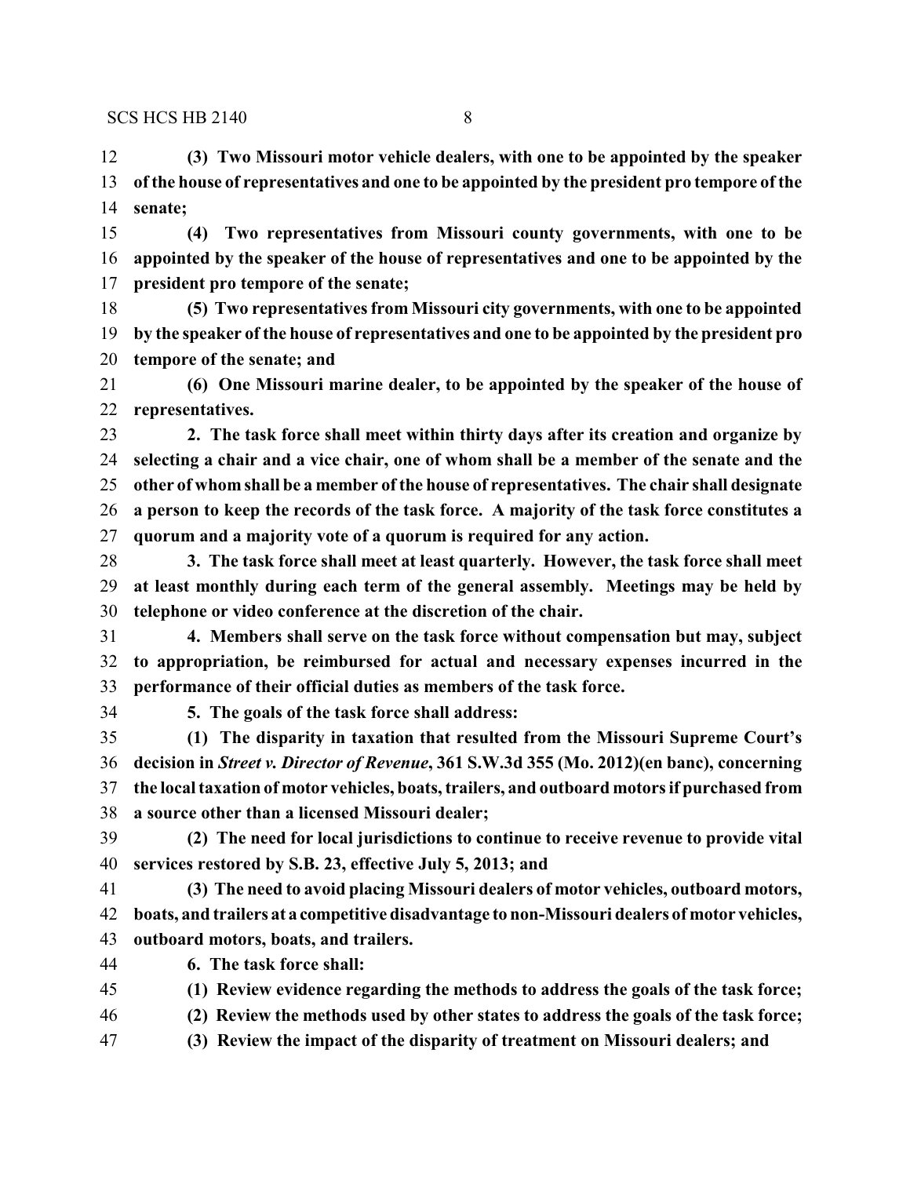**(3) Two Missouri motor vehicle dealers, with one to be appointed by the speaker of the house of representatives and one to be appointed by the president pro tempore of the senate;**

**(4) Two representatives from Missouri county governments, with one to be appointed by the speaker of the house of representatives and one to be appointed by the president pro tempore of the senate;**

**(5) Two representatives from Missouri city governments, with one to be appointed by the speaker of the house of representatives and one to be appointed by the president pro tempore of the senate; and**

**(6) One Missouri marine dealer, to be appointed by the speaker of the house of representatives.**

**2. The task force shall meet within thirty days after its creation and organize by selecting a chair and a vice chair, one of whom shall be a member of the senate and the other of whom shall be a member of the house of representatives. The chair shall designate a person to keep the records of the task force. A majority of the task force constitutes a quorum and a majority vote of a quorum is required for any action.**

**3. The task force shall meet at least quarterly. However, the task force shall meet at least monthly during each term of the general assembly. Meetings may be held by telephone or video conference at the discretion of the chair.**

**4. Members shall serve on the task force without compensation but may, subject to appropriation, be reimbursed for actual and necessary expenses incurred in the performance of their official duties as members of the task force.**

**5. The goals of the task force shall address:**

**(1) The disparity in taxation that resulted from the Missouri Supreme Court's decision in *Street v. Director of Revenue*, 361 S.W.3d 355 (Mo. 2012)(en banc), concerning the local taxation of motor vehicles, boats, trailers, and outboard motors if purchased from a source other than a licensed Missouri dealer;**

**(2) The need for local jurisdictions to continue to receive revenue to provide vital services restored by S.B. 23, effective July 5, 2013; and**

**(3) The need to avoid placing Missouri dealers of motor vehicles, outboard motors, boats, and trailers at a competitive disadvantage to non-Missouri dealers of motor vehicles, outboard motors, boats, and trailers.**

**6. The task force shall:**

**(1) Review evidence regarding the methods to address the goals of the task force;**

**(2) Review the methods used by other states to address the goals of the task force;**

**(3) Review the impact of the disparity of treatment on Missouri dealers; and**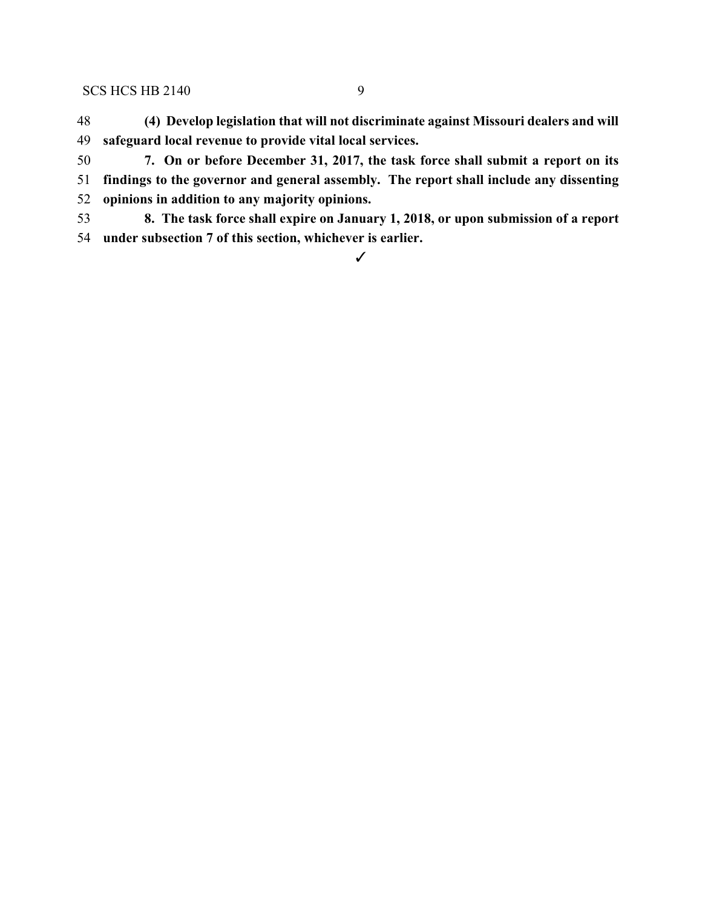**(4) Develop legislation that will not discriminate against Missouri dealers and will safeguard local revenue to provide vital local services.**

**7. On or before December 31, 2017, the task force shall submit a report on its findings to the governor and general assembly. The report shall include any dissenting opinions in addition to any majority opinions.**

**8. The task force shall expire on January 1, 2018, or upon submission of a report under subsection 7 of this section, whichever is earlier.**

✓